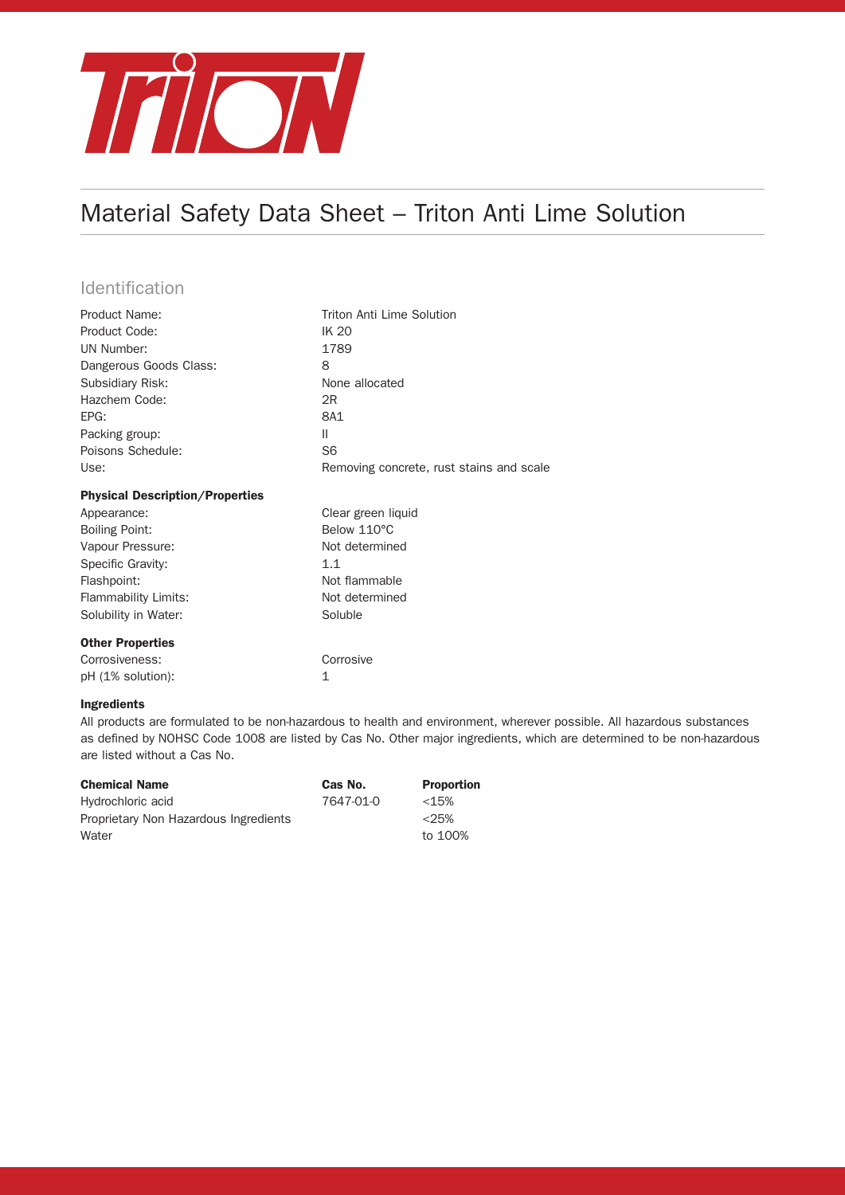# Material Safety Data Sheet – Triton Anti Lime Solution

## Identification

| | |
|---|---|
| Product Name: | Triton Anti Lime Solution |
| Product Code: | IK 20 |
| UN Number: | 1789 |
| Dangerous Goods Class: | 8 |
| Subsidiary Risk: | None allocated |
| Hazchem Code: | 2R |
| EPG: | 8A1 |
| Packing group: | II |
| Poisons Schedule: | S6 |
| Use: | Removing concrete, rust stains and scale |

### Physical Description/Properties

| | |
|---|---|
| Appearance: | Clear green liquid |
| Boiling Point: | Below 110°C |
| Vapour Pressure: | Not determined |
| Specific Gravity: | 1.1 |
| Flashpoint: | Not flammable |
| Flammability Limits: | Not determined |
| Solubility in Water: | Soluble |

### Other Properties

| | |
|---|---|
| Corrosiveness: | Corrosive |
| pH (1% solution): | 1 |

### Ingredients

All products are formulated to be non-hazardous to health and environment, wherever possible. All hazardous substances as defined by NOHSC Code 1008 are listed by Cas No. Other major ingredients, which are determined to be non-hazardous are listed without a Cas No.

| Chemical Name | Cas No. | Proportion |
|---|---|---|
| Hydrochloric acid | 7647-01-0 | <15% |
| Proprietary Non Hazardous Ingredients | | <25% |
| Water | | to 100% |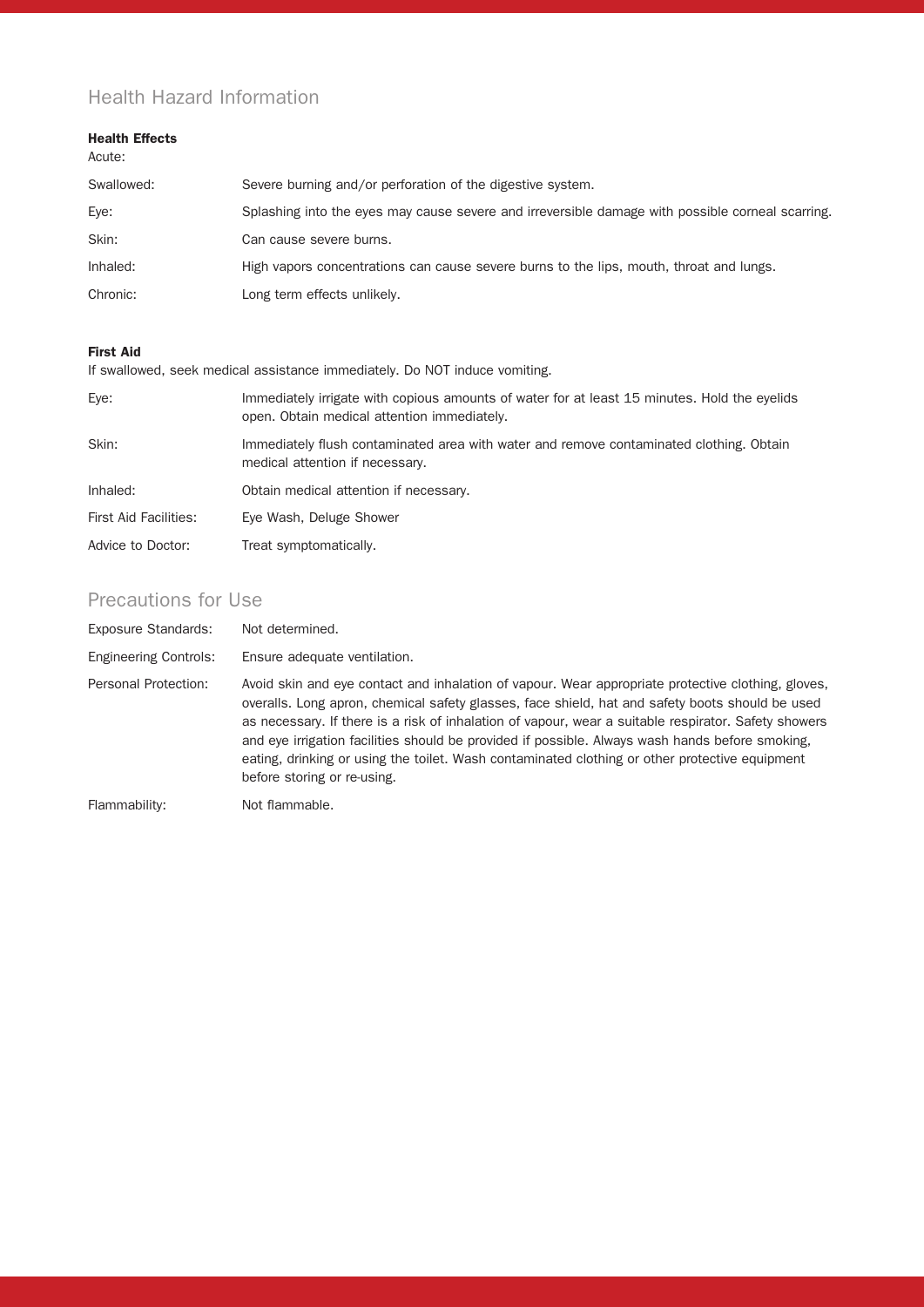## Health Hazard Information

**Health Effects**

Acute:

| | |
|---|---|
| Swallowed: | Severe burning and/or perforation of the digestive system. |
| Eye: | Splashing into the eyes may cause severe and irreversible damage with possible corneal scarring. |
| Skin: | Can cause severe burns. |
| Inhaled: | High vapors concentrations can cause severe burns to the lips, mouth, throat and lungs. |
| Chronic: | Long term effects unlikely. |

**First Aid**

If swallowed, seek medical assistance immediately. Do NOT induce vomiting.

| | |
|---|---|
| Eye: | Immediately irrigate with copious amounts of water for at least 15 minutes. Hold the eyelids open. Obtain medical attention immediately. |
| Skin: | Immediately flush contaminated area with water and remove contaminated clothing. Obtain medical attention if necessary. |
| Inhaled: | Obtain medical attention if necessary. |
| First Aid Facilities: | Eye Wash, Deluge Shower |
| Advice to Doctor: | Treat symptomatically. |

## Precautions for Use

| | |
|---|---|
| Exposure Standards: | Not determined. |
| Engineering Controls: | Ensure adequate ventilation. |
| Personal Protection: | Avoid skin and eye contact and inhalation of vapour. Wear appropriate protective clothing, gloves, overalls. Long apron, chemical safety glasses, face shield, hat and safety boots should be used as necessary. If there is a risk of inhalation of vapour, wear a suitable respirator. Safety showers and eye irrigation facilities should be provided if possible. Always wash hands before smoking, eating, drinking or using the toilet. Wash contaminated clothing or other protective equipment before storing or re-using. |
| Flammability: | Not flammable. |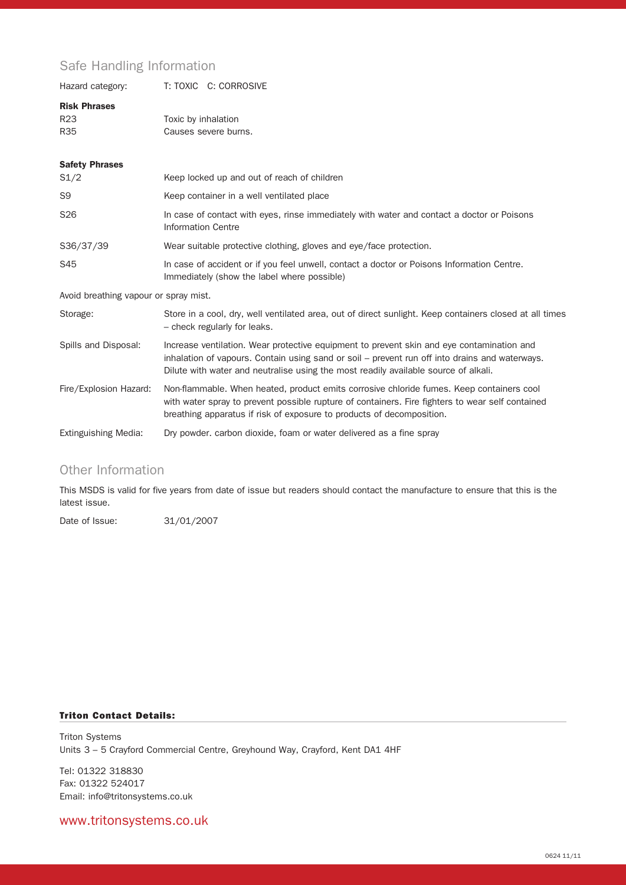## Safe Handling Information

| | |
|---|---|
| Hazard category: | T: TOXIC C: CORROSIVE |

**Risk Phrases**

| | |
|---|---|
| R23 | Toxic by inhalation |
| R35 | Causes severe burns. |

**Safety Phrases**

| | |
|---|---|
| S1/2 | Keep locked up and out of reach of children |
| S9 | Keep container in a well ventilated place |
| S26 | In case of contact with eyes, rinse immediately with water and contact a doctor or Poisons Information Centre |
| S36/37/39 | Wear suitable protective clothing, gloves and eye/face protection. |
| S45 | In case of accident or if you feel unwell, contact a doctor or Poisons Information Centre. Immediately (show the label where possible) |

Avoid breathing vapour or spray mist.

| | |
|---|---|
| Storage: | Store in a cool, dry, well ventilated area, out of direct sunlight. Keep containers closed at all times – check regularly for leaks. |
| Spills and Disposal: | Increase ventilation. Wear protective equipment to prevent skin and eye contamination and inhalation of vapours. Contain using sand or soil – prevent run off into drains and waterways. Dilute with water and neutralise using the most readily available source of alkali. |
| Fire/Explosion Hazard: | Non-flammable. When heated, product emits corrosive chloride fumes. Keep containers cool with water spray to prevent possible rupture of containers. Fire fighters to wear self contained breathing apparatus if risk of exposure to products of decomposition. |
| Extinguishing Media: | Dry powder. carbon dioxide, foam or water delivered as a fine spray |

## Other Information

This MSDS is valid for five years from date of issue but readers should contact the manufacture to ensure that this is the latest issue.

Date of Issue: 31/01/2007

**Triton Contact Details:**

Triton Systems
Units 3 – 5 Crayford Commercial Centre, Greyhound Way, Crayford, Kent DA1 4HF

Tel: 01322 318830
Fax: 01322 524017
Email: info@tritonsystems.co.uk

www.tritonsystems.co.uk

0624 11/11